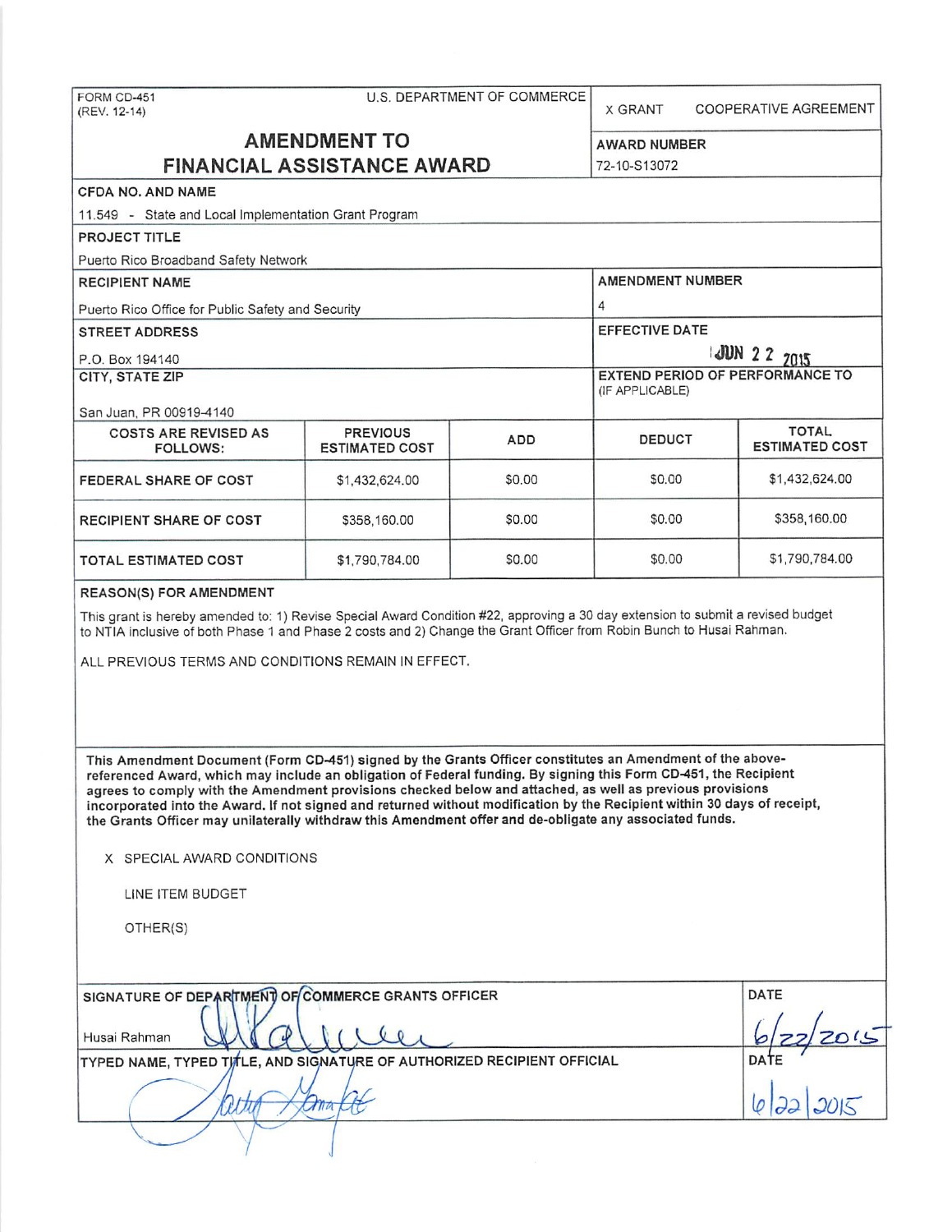FORM CD-451
(REV. 12-14)

U.S. DEPARTMENT OF COMMERCE

X GRANT COOPERATIVE AGREEMENT

# AMENDMENT TO FINANCIAL ASSISTANCE AWARD

**AWARD NUMBER**
72-10-S13072

**CFDA NO. AND NAME**
11.549 - State and Local Implementation Grant Program

**PROJECT TITLE**
Puerto Rico Broadband Safety Network

**RECIPIENT NAME**
Puerto Rico Office for Public Safety and Security

**AMENDMENT NUMBER**
4

**STREET ADDRESS**
P.O. Box 194140

**EFFECTIVE DATE**
JUN 22 2015

**CITY, STATE ZIP**
San Juan, PR 00919-4140

**EXTEND PERIOD OF PERFORMANCE TO** (IF APPLICABLE)

| COSTS ARE REVISED AS FOLLOWS: | PREVIOUS ESTIMATED COST | ADD | DEDUCT | TOTAL ESTIMATED COST |
|---|---|---|---|---|
| FEDERAL SHARE OF COST | $1,432,624.00 | $0.00 | $0.00 | $1,432,624.00 |
| RECIPIENT SHARE OF COST | $358,160.00 | $0.00 | $0.00 | $358,160.00 |
| TOTAL ESTIMATED COST | $1,790,784.00 | $0.00 | $0.00 | $1,790,784.00 |

**REASON(S) FOR AMENDMENT**

This grant is hereby amended to: 1) Revise Special Award Condition #22, approving a 30 day extension to submit a revised budget to NTIA inclusive of both Phase 1 and Phase 2 costs and 2) Change the Grant Officer from Robin Bunch to Husai Rahman.

ALL PREVIOUS TERMS AND CONDITIONS REMAIN IN EFFECT.

**This Amendment Document (Form CD-451) signed by the Grants Officer constitutes an Amendment of the above-referenced Award, which may include an obligation of Federal funding. By signing this Form CD-451, the Recipient agrees to comply with the Amendment provisions checked below and attached, as well as previous provisions incorporated into the Award. If not signed and returned without modification by the Recipient within 30 days of receipt, the Grants Officer may unilaterally withdraw this Amendment offer and de-obligate any associated funds.**

X SPECIAL AWARD CONDITIONS

LINE ITEM BUDGET

OTHER(S)

**SIGNATURE OF DEPARTMENT OF COMMERCE GRANTS OFFICER**
Husai Rahman

**DATE**
6/22/2015

**TYPED NAME, TYPED TITLE, AND SIGNATURE OF AUTHORIZED RECIPIENT OFFICIAL**

**DATE**
6/22/2015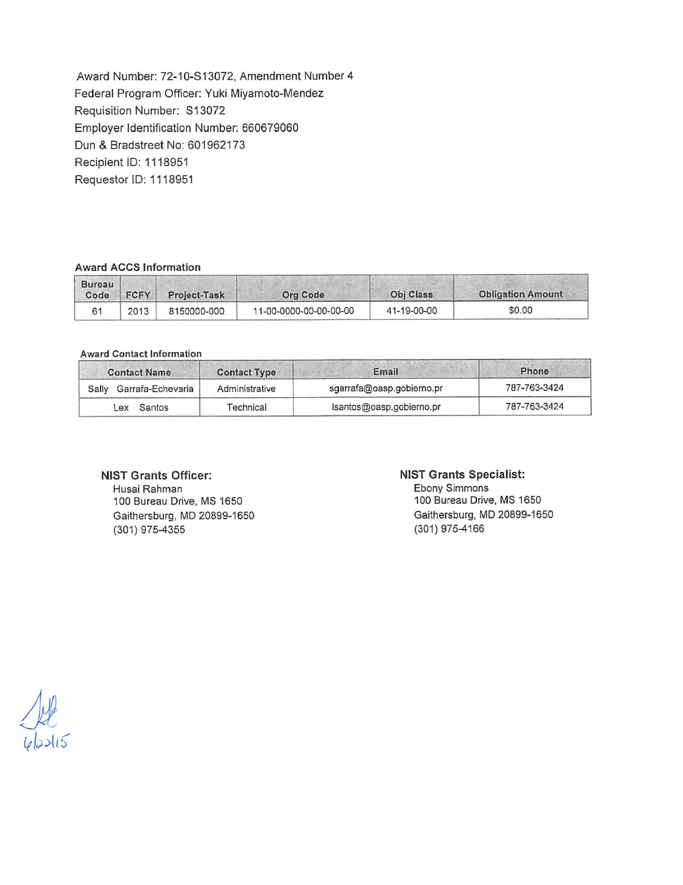Award Number: 72-10-S13072, Amendment Number 4
Federal Program Officer: Yuki Miyamoto-Mendez
Requisition Number: S13072
Employer Identification Number: 660679060
Dun & Bradstreet No: 601962173
Recipient ID: 1118951
Requestor ID: 1118951

**Award ACCS Information**

| Bureau Code | FCFY | Project-Task | Org Code | Obj Class | Obligation Amount |
|---|---|---|---|---|---|
| 61 | 2013 | 8150000-000 | 11-00-0000-00-00-00-00 | 41-19-00-00 | $0.00 |

**Award Contact Information**

| Contact Name | Contact Type | Email | Phone |
|---|---|---|---|
| Sally Garrafa-Echevaria | Administrative | sgarrafa@oasp.gobierno.pr | 787-763-3424 |
| Lex Santos | Technical | lsantos@oasp.gobierno.pr | 787-763-3424 |

**NIST Grants Officer:**
Husai Rahman
100 Bureau Drive, MS 1650
Gaithersburg, MD 20899-1650
(301) 975-4355

**NIST Grants Specialist:**
Ebony Simmons
100 Bureau Drive, MS 1650
Gaithersburg, MD 20899-1650
(301) 975-4166

6/22/15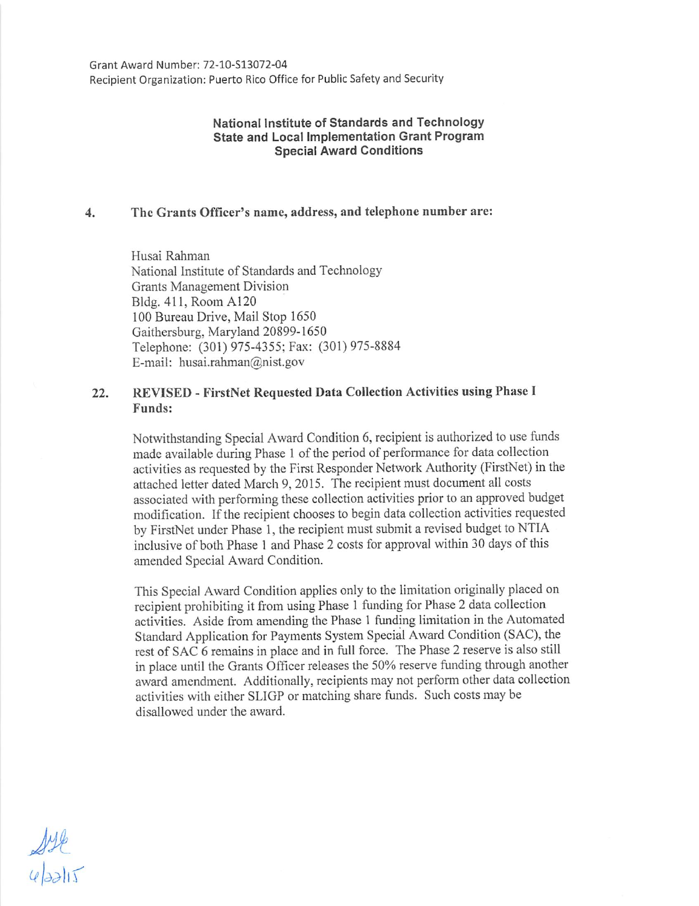Grant Award Number: 72-10-S13072-04
Recipient Organization: Puerto Rico Office for Public Safety and Security

**National Institute of Standards and Technology**
**State and Local Implementation Grant Program**
**Special Award Conditions**

**4. The Grants Officer's name, address, and telephone number are:**

Husai Rahman
National Institute of Standards and Technology
Grants Management Division
Bldg. 411, Room A120
100 Bureau Drive, Mail Stop 1650
Gaithersburg, Maryland 20899-1650
Telephone: (301) 975-4355; Fax: (301) 975-8884
E-mail: husai.rahman@nist.gov

**22. REVISED - FirstNet Requested Data Collection Activities using Phase I Funds:**

Notwithstanding Special Award Condition 6, recipient is authorized to use funds made available during Phase 1 of the period of performance for data collection activities as requested by the First Responder Network Authority (FirstNet) in the attached letter dated March 9, 2015. The recipient must document all costs associated with performing these collection activities prior to an approved budget modification. If the recipient chooses to begin data collection activities requested by FirstNet under Phase 1, the recipient must submit a revised budget to NTIA inclusive of both Phase 1 and Phase 2 costs for approval within 30 days of this amended Special Award Condition.

This Special Award Condition applies only to the limitation originally placed on recipient prohibiting it from using Phase 1 funding for Phase 2 data collection activities. Aside from amending the Phase 1 funding limitation in the Automated Standard Application for Payments System Special Award Condition (SAC), the rest of SAC 6 remains in place and in full force. The Phase 2 reserve is also still in place until the Grants Officer releases the 50% reserve funding through another award amendment. Additionally, recipients may not perform other data collection activities with either SLIGP or matching share funds. Such costs may be disallowed under the award.

SJL
6/22/15